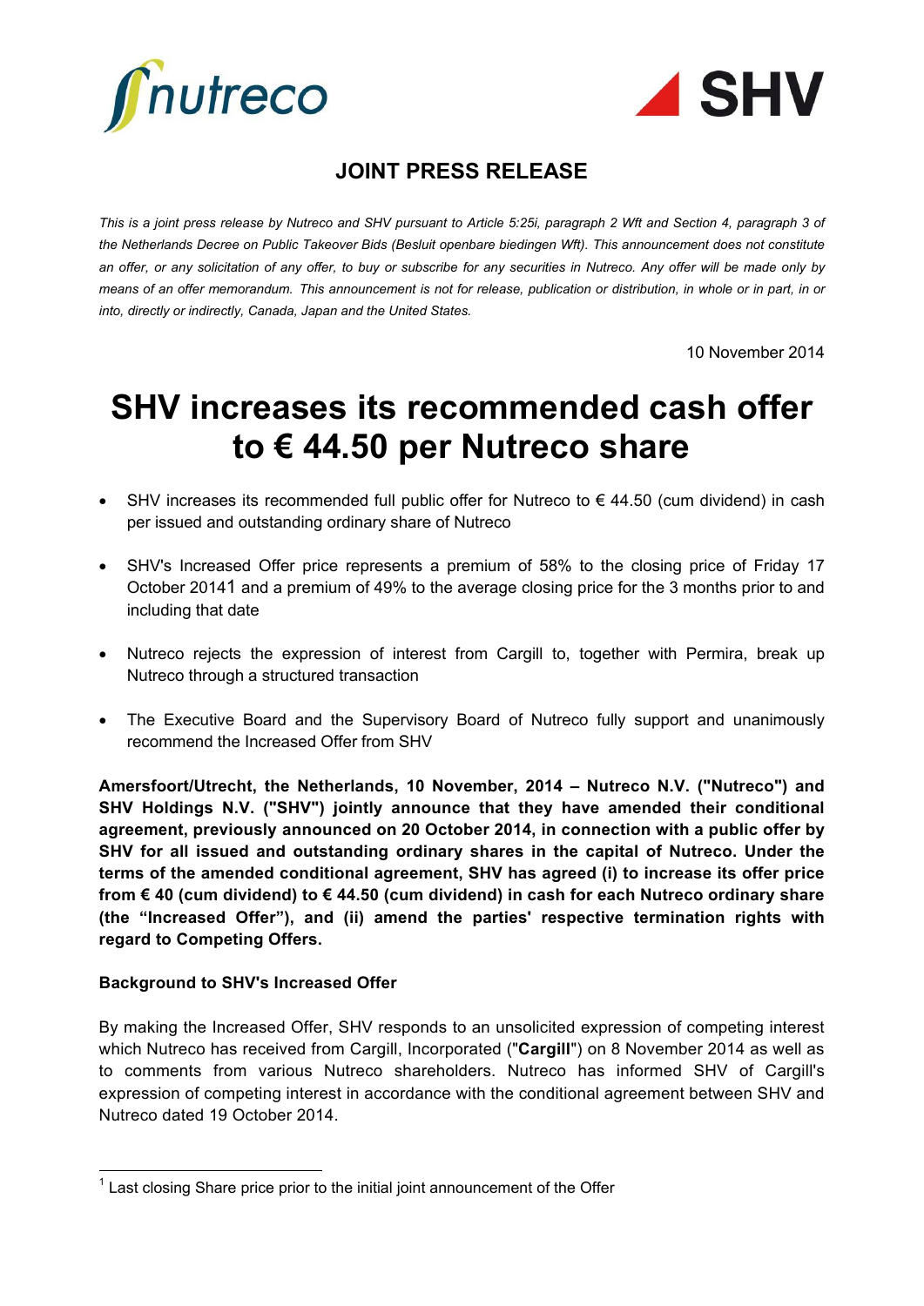# JOINT PRESS RELEASE

*This is a joint press release by Nutreco and SHV pursuant to Article 5:25i, paragraph 2 Wft and Section 4, paragraph 3 of the Netherlands Decree on Public Takeover Bids (Besluit openbare biedingen Wft). This announcement does not constitute an offer, or any solicitation of any offer, to buy or subscribe for any securities in Nutreco. Any offer will be made only by means of an offer memorandum. This announcement is not for release, publication or distribution, in whole or in part, in or into, directly or indirectly, Canada, Japan and the United States.*

10 November 2014

# SHV increases its recommended cash offer to € 44.50 per Nutreco share

- SHV increases its recommended full public offer for Nutreco to € 44.50 (cum dividend) in cash per issued and outstanding ordinary share of Nutreco
- SHV's Increased Offer price represents a premium of 58% to the closing price of Friday 17 October 2014[1] and a premium of 49% to the average closing price for the 3 months prior to and including that date
- Nutreco rejects the expression of interest from Cargill to, together with Permira, break up Nutreco through a structured transaction
- The Executive Board and the Supervisory Board of Nutreco fully support and unanimously recommend the Increased Offer from SHV

**Amersfoort/Utrecht, the Netherlands, 10 November, 2014 – Nutreco N.V. ("Nutreco") and SHV Holdings N.V. ("SHV") jointly announce that they have amended their conditional agreement, previously announced on 20 October 2014, in connection with a public offer by SHV for all issued and outstanding ordinary shares in the capital of Nutreco. Under the terms of the amended conditional agreement, SHV has agreed (i) to increase its offer price from € 40 (cum dividend) to € 44.50 (cum dividend) in cash for each Nutreco ordinary share (the "Increased Offer"), and (ii) amend the parties' respective termination rights with regard to Competing Offers.**

**Background to SHV's Increased Offer**

By making the Increased Offer, SHV responds to an unsolicited expression of competing interest which Nutreco has received from Cargill, Incorporated ("**Cargill**") on 8 November 2014 as well as to comments from various Nutreco shareholders. Nutreco has informed SHV of Cargill's expression of competing interest in accordance with the conditional agreement between SHV and Nutreco dated 19 October 2014.

[1] Last closing Share price prior to the initial joint announcement of the Offer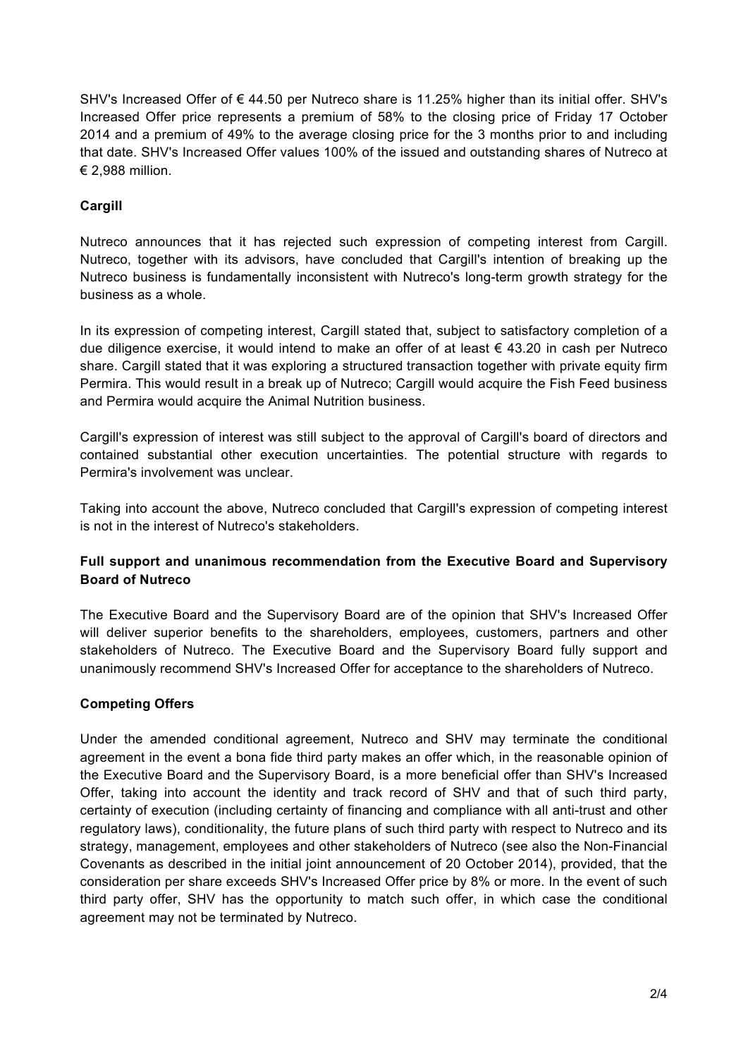SHV's Increased Offer of € 44.50 per Nutreco share is 11.25% higher than its initial offer. SHV's Increased Offer price represents a premium of 58% to the closing price of Friday 17 October 2014 and a premium of 49% to the average closing price for the 3 months prior to and including that date. SHV's Increased Offer values 100% of the issued and outstanding shares of Nutreco at € 2,988 million.

**Cargill**

Nutreco announces that it has rejected such expression of competing interest from Cargill. Nutreco, together with its advisors, have concluded that Cargill's intention of breaking up the Nutreco business is fundamentally inconsistent with Nutreco's long-term growth strategy for the business as a whole.

In its expression of competing interest, Cargill stated that, subject to satisfactory completion of a due diligence exercise, it would intend to make an offer of at least € 43.20 in cash per Nutreco share. Cargill stated that it was exploring a structured transaction together with private equity firm Permira. This would result in a break up of Nutreco; Cargill would acquire the Fish Feed business and Permira would acquire the Animal Nutrition business.

Cargill's expression of interest was still subject to the approval of Cargill's board of directors and contained substantial other execution uncertainties. The potential structure with regards to Permira's involvement was unclear.

Taking into account the above, Nutreco concluded that Cargill's expression of competing interest is not in the interest of Nutreco's stakeholders.

**Full support and unanimous recommendation from the Executive Board and Supervisory Board of Nutreco**

The Executive Board and the Supervisory Board are of the opinion that SHV's Increased Offer will deliver superior benefits to the shareholders, employees, customers, partners and other stakeholders of Nutreco. The Executive Board and the Supervisory Board fully support and unanimously recommend SHV's Increased Offer for acceptance to the shareholders of Nutreco.

**Competing Offers**

Under the amended conditional agreement, Nutreco and SHV may terminate the conditional agreement in the event a bona fide third party makes an offer which, in the reasonable opinion of the Executive Board and the Supervisory Board, is a more beneficial offer than SHV's Increased Offer, taking into account the identity and track record of SHV and that of such third party, certainty of execution (including certainty of financing and compliance with all anti-trust and other regulatory laws), conditionality, the future plans of such third party with respect to Nutreco and its strategy, management, employees and other stakeholders of Nutreco (see also the Non-Financial Covenants as described in the initial joint announcement of 20 October 2014), provided, that the consideration per share exceeds SHV's Increased Offer price by 8% or more. In the event of such third party offer, SHV has the opportunity to match such offer, in which case the conditional agreement may not be terminated by Nutreco.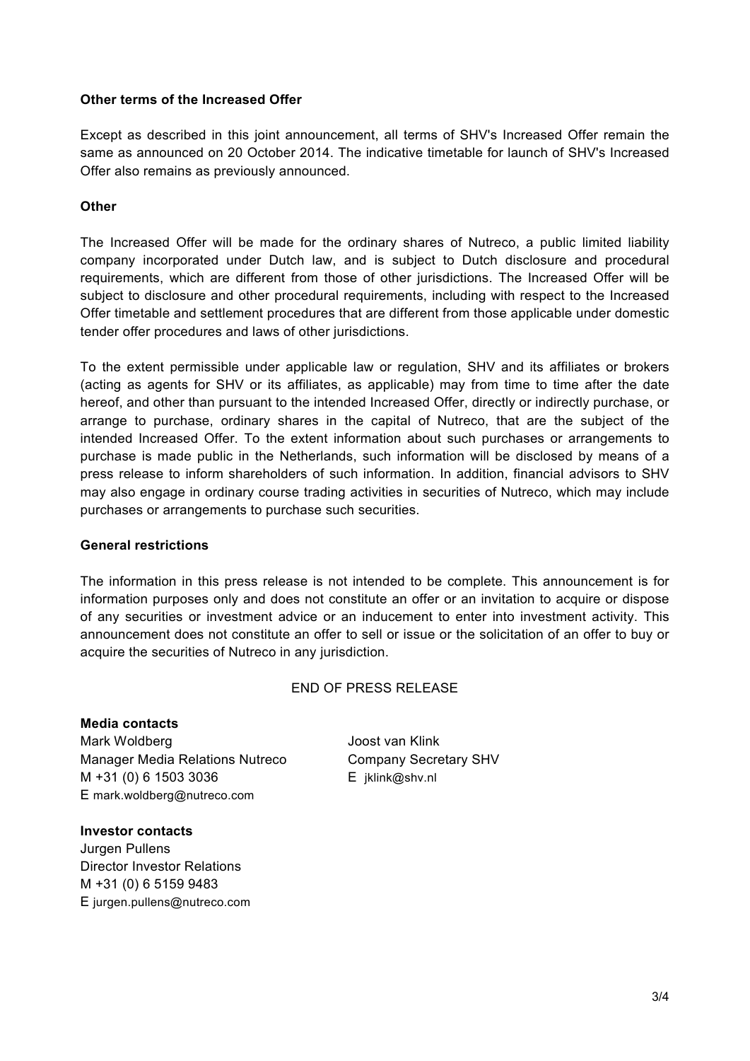**Other terms of the Increased Offer**

Except as described in this joint announcement, all terms of SHV's Increased Offer remain the same as announced on 20 October 2014. The indicative timetable for launch of SHV's Increased Offer also remains as previously announced.

**Other**

The Increased Offer will be made for the ordinary shares of Nutreco, a public limited liability company incorporated under Dutch law, and is subject to Dutch disclosure and procedural requirements, which are different from those of other jurisdictions. The Increased Offer will be subject to disclosure and other procedural requirements, including with respect to the Increased Offer timetable and settlement procedures that are different from those applicable under domestic tender offer procedures and laws of other jurisdictions.

To the extent permissible under applicable law or regulation, SHV and its affiliates or brokers (acting as agents for SHV or its affiliates, as applicable) may from time to time after the date hereof, and other than pursuant to the intended Increased Offer, directly or indirectly purchase, or arrange to purchase, ordinary shares in the capital of Nutreco, that are the subject of the intended Increased Offer. To the extent information about such purchases or arrangements to purchase is made public in the Netherlands, such information will be disclosed by means of a press release to inform shareholders of such information. In addition, financial advisors to SHV may also engage in ordinary course trading activities in securities of Nutreco, which may include purchases or arrangements to purchase such securities.

**General restrictions**

The information in this press release is not intended to be complete. This announcement is for information purposes only and does not constitute an offer or an invitation to acquire or dispose of any securities or investment advice or an inducement to enter into investment activity. This announcement does not constitute an offer to sell or issue or the solicitation of an offer to buy or acquire the securities of Nutreco in any jurisdiction.

END OF PRESS RELEASE

**Media contacts**

Mark Woldberg
Manager Media Relations Nutreco
M +31 (0) 6 1503 3036
E mark.woldberg@nutreco.com

Joost van Klink
Company Secretary SHV
E jklink@shv.nl

**Investor contacts**

Jurgen Pullens
Director Investor Relations
M +31 (0) 6 5159 9483
E jurgen.pullens@nutreco.com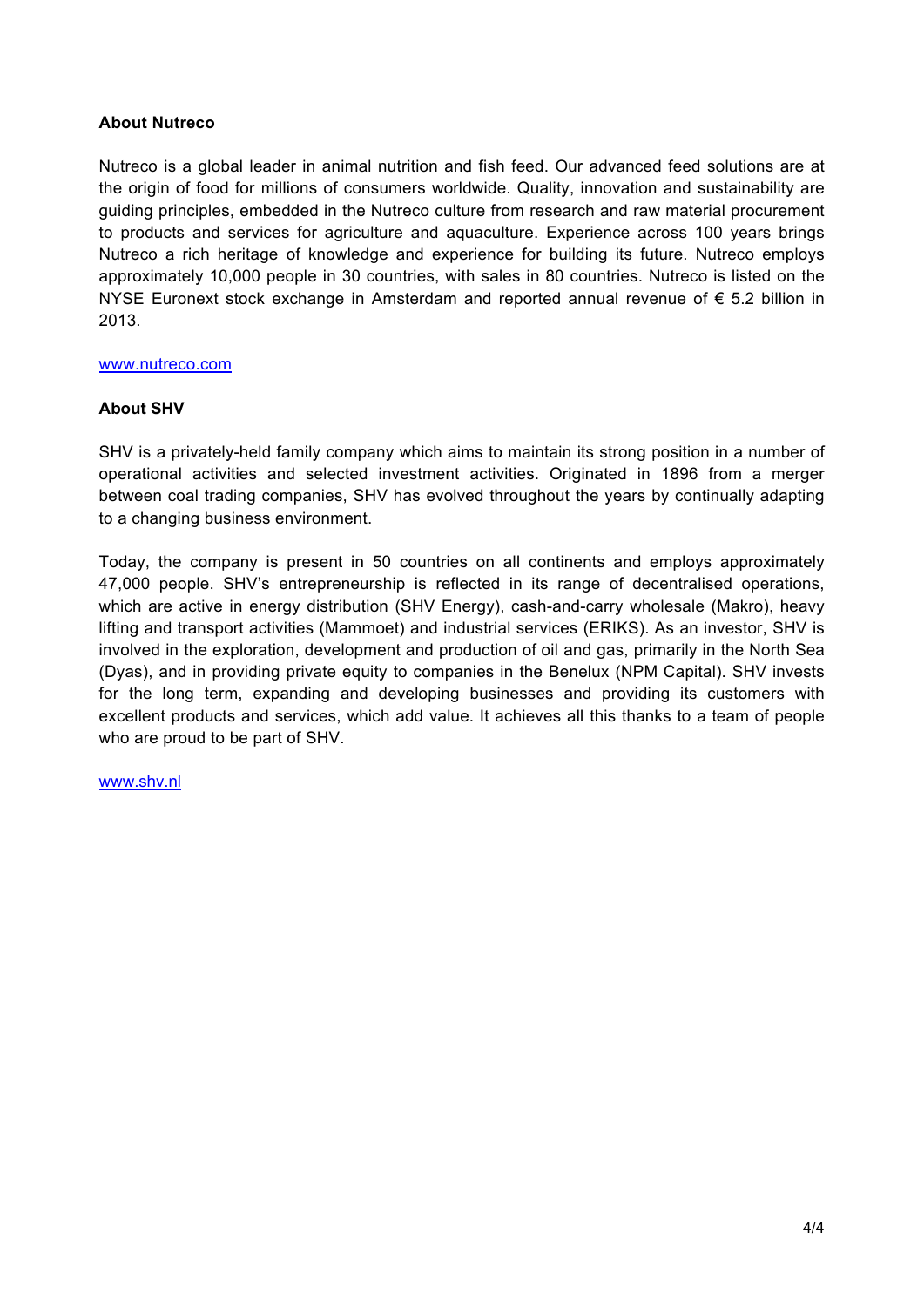**About Nutreco**

Nutreco is a global leader in animal nutrition and fish feed. Our advanced feed solutions are at the origin of food for millions of consumers worldwide. Quality, innovation and sustainability are guiding principles, embedded in the Nutreco culture from research and raw material procurement to products and services for agriculture and aquaculture. Experience across 100 years brings Nutreco a rich heritage of knowledge and experience for building its future. Nutreco employs approximately 10,000 people in 30 countries, with sales in 80 countries. Nutreco is listed on the NYSE Euronext stock exchange in Amsterdam and reported annual revenue of € 5.2 billion in 2013.

www.nutreco.com

**About SHV**

SHV is a privately-held family company which aims to maintain its strong position in a number of operational activities and selected investment activities. Originated in 1896 from a merger between coal trading companies, SHV has evolved throughout the years by continually adapting to a changing business environment.

Today, the company is present in 50 countries on all continents and employs approximately 47,000 people. SHV's entrepreneurship is reflected in its range of decentralised operations, which are active in energy distribution (SHV Energy), cash-and-carry wholesale (Makro), heavy lifting and transport activities (Mammoet) and industrial services (ERIKS). As an investor, SHV is involved in the exploration, development and production of oil and gas, primarily in the North Sea (Dyas), and in providing private equity to companies in the Benelux (NPM Capital). SHV invests for the long term, expanding and developing businesses and providing its customers with excellent products and services, which add value. It achieves all this thanks to a team of people who are proud to be part of SHV.

www.shv.nl